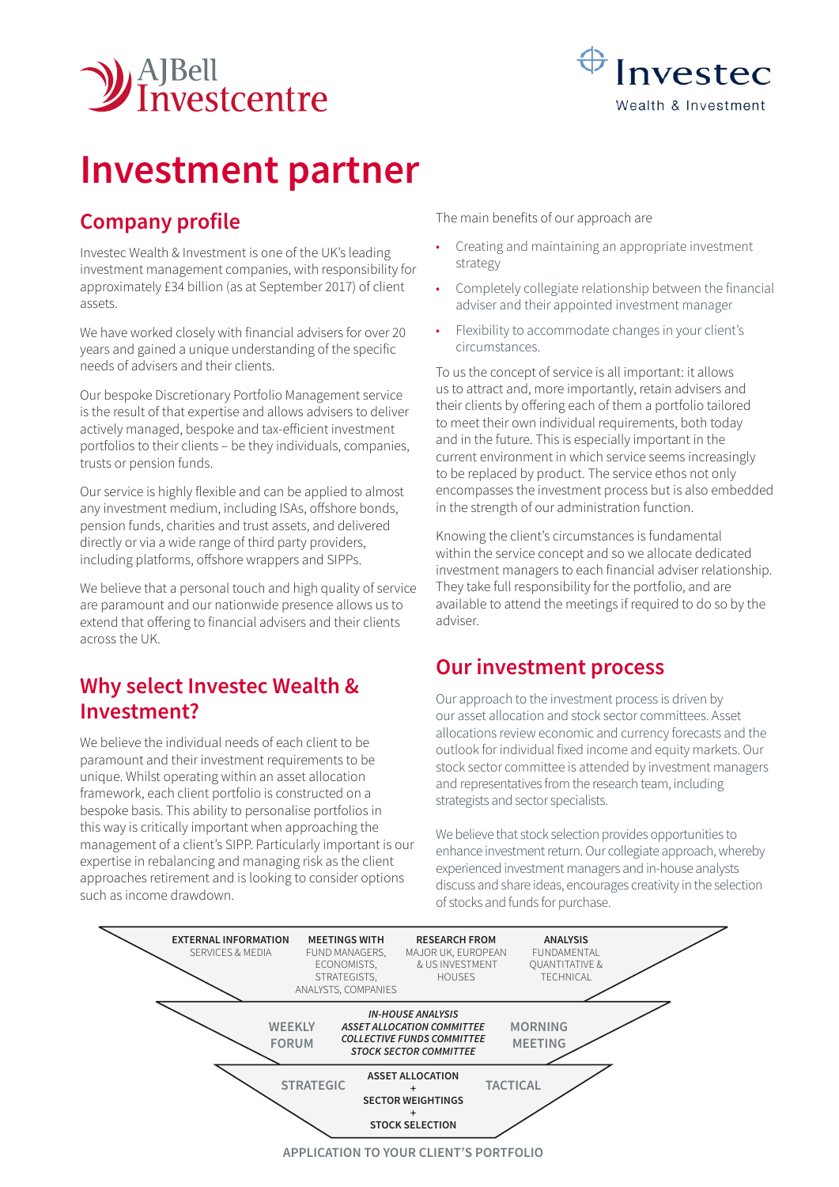AJBell Investcentre

Investec Wealth & Investment

# Investment partner

## Company profile

Investec Wealth & Investment is one of the UK's leading investment management companies, with responsibility for approximately £34 billion (as at September 2017) of client assets.

We have worked closely with financial advisers for over 20 years and gained a unique understanding of the specific needs of advisers and their clients.

Our bespoke Discretionary Portfolio Management service is the result of that expertise and allows advisers to deliver actively managed, bespoke and tax-efficient investment portfolios to their clients – be they individuals, companies, trusts or pension funds.

Our service is highly flexible and can be applied to almost any investment medium, including ISAs, offshore bonds, pension funds, charities and trust assets, and delivered directly or via a wide range of third party providers, including platforms, offshore wrappers and SIPPs.

We believe that a personal touch and high quality of service are paramount and our nationwide presence allows us to extend that offering to financial advisers and their clients across the UK.

## Why select Investec Wealth & Investment?

We believe the individual needs of each client to be paramount and their investment requirements to be unique. Whilst operating within an asset allocation framework, each client portfolio is constructed on a bespoke basis. This ability to personalise portfolios in this way is critically important when approaching the management of a client's SIPP. Particularly important is our expertise in rebalancing and managing risk as the client approaches retirement and is looking to consider options such as income drawdown.

The main benefits of our approach are

- Creating and maintaining an appropriate investment strategy
- Completely collegiate relationship between the financial adviser and their appointed investment manager
- Flexibility to accommodate changes in your client's circumstances.

To us the concept of service is all important: it allows us to attract and, more importantly, retain advisers and their clients by offering each of them a portfolio tailored to meet their own individual requirements, both today and in the future. This is especially important in the current environment in which service seems increasingly to be replaced by product. The service ethos not only encompasses the investment process but is also embedded in the strength of our administration function.

Knowing the client's circumstances is fundamental within the service concept and so we allocate dedicated investment managers to each financial adviser relationship. They take full responsibility for the portfolio, and are available to attend the meetings if required to do so by the adviser.

## Our investment process

Our approach to the investment process is driven by our asset allocation and stock sector committees. Asset allocations review economic and currency forecasts and the outlook for individual fixed income and equity markets. Our stock sector committee is attended by investment managers and representatives from the research team, including strategists and sector specialists.

We believe that stock selection provides opportunities to enhance investment return. Our collegiate approach, whereby experienced investment managers and in-house analysts discuss and share ideas, encourages creativity in the selection of stocks and funds for purchase.

**EXTERNAL INFORMATION** SERVICES & MEDIA | **MEETINGS WITH** FUND MANAGERS, ECONOMISTS, STRATEGISTS, ANALYSTS, COMPANIES | **RESEARCH FROM** MAJOR UK, EUROPEAN & US INVESTMENT HOUSES | **ANALYSIS** FUNDAMENTAL QUANTITATIVE & TECHNICAL

WEEKLY FORUM | ***IN-HOUSE ANALYSIS*** ***ASSET ALLOCATION COMMITTEE*** ***COLLECTIVE FUNDS COMMITTEE*** ***STOCK SECTOR COMMITTEE*** | MORNING MEETING

STRATEGIC | **ASSET ALLOCATION + SECTOR WEIGHTINGS + STOCK SELECTION** | TACTICAL

APPLICATION TO YOUR CLIENT'S PORTFOLIO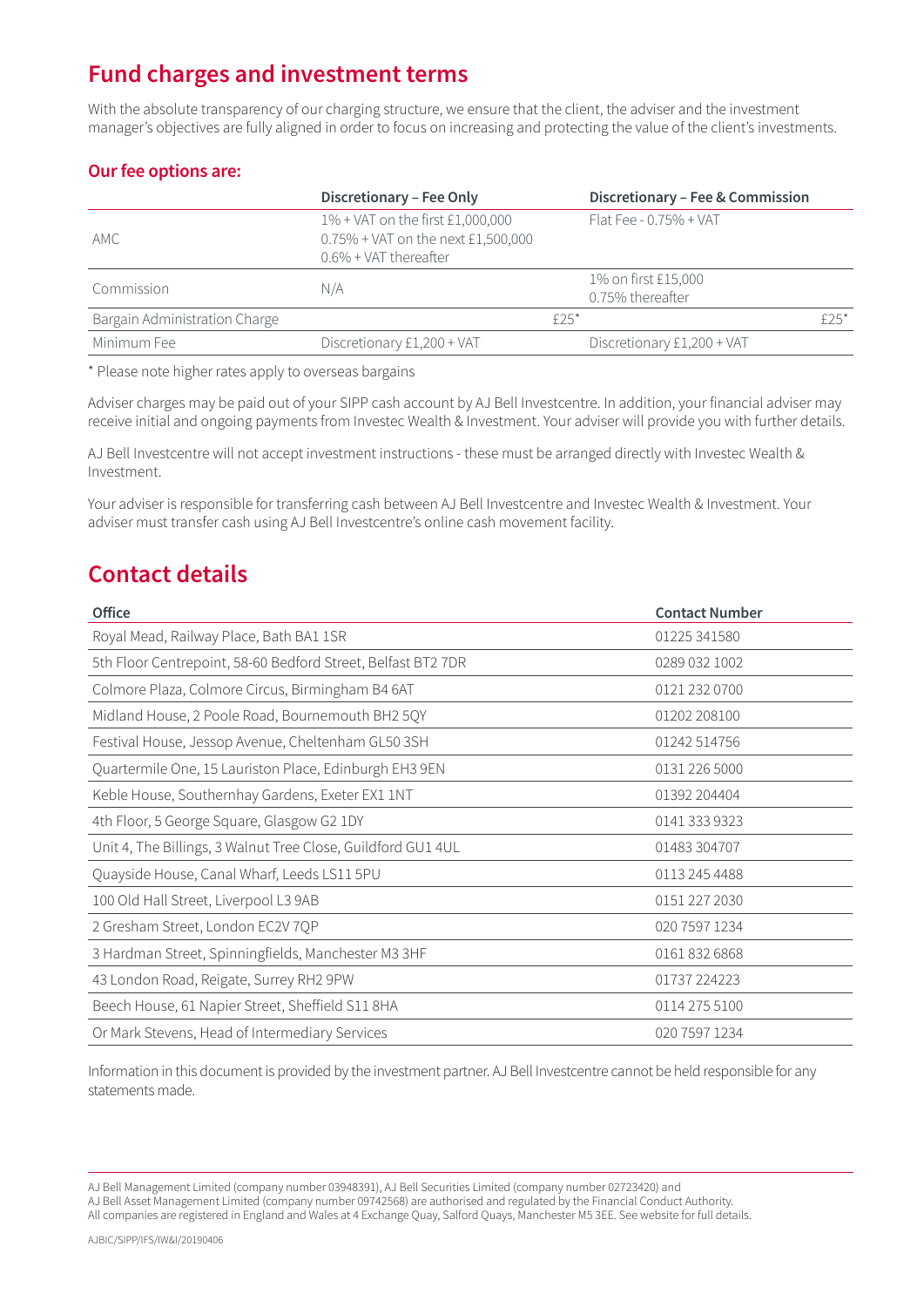## Fund charges and investment terms

With the absolute transparency of our charging structure, we ensure that the client, the adviser and the investment manager's objectives are fully aligned in order to focus on increasing and protecting the value of the client's investments.

### Our fee options are:

| | Discretionary – Fee Only | Discretionary – Fee & Commission |
|---|---|---|
| AMC | 1% + VAT on the first £1,000,000<br>0.75% + VAT on the next £1,500,000<br>0.6% + VAT thereafter | Flat Fee - 0.75% + VAT |
| Commission | N/A | 1% on first £15,000<br>0.75% thereafter |
| Bargain Administration Charge | £25* | £25* |
| Minimum Fee | Discretionary £1,200 + VAT | Discretionary £1,200 + VAT |

* Please note higher rates apply to overseas bargains

Adviser charges may be paid out of your SIPP cash account by AJ Bell Investcentre. In addition, your financial adviser may receive initial and ongoing payments from Investec Wealth & Investment. Your adviser will provide you with further details.

AJ Bell Investcentre will not accept investment instructions - these must be arranged directly with Investec Wealth & Investment.

Your adviser is responsible for transferring cash between AJ Bell Investcentre and Investec Wealth & Investment. Your adviser must transfer cash using AJ Bell Investcentre's online cash movement facility.

## Contact details

| Office | Contact Number |
|---|---|
| Royal Mead, Railway Place, Bath BA1 1SR | 01225 341580 |
| 5th Floor Centrepoint, 58-60 Bedford Street, Belfast BT2 7DR | 0289 032 1002 |
| Colmore Plaza, Colmore Circus, Birmingham B4 6AT | 0121 232 0700 |
| Midland House, 2 Poole Road, Bournemouth BH2 5QY | 01202 208100 |
| Festival House, Jessop Avenue, Cheltenham GL50 3SH | 01242 514756 |
| Quartermile One, 15 Lauriston Place, Edinburgh EH3 9EN | 0131 226 5000 |
| Keble House, Southernhay Gardens, Exeter EX1 1NT | 01392 204404 |
| 4th Floor, 5 George Square, Glasgow G2 1DY | 0141 333 9323 |
| Unit 4, The Billings, 3 Walnut Tree Close, Guildford GU1 4UL | 01483 304707 |
| Quayside House, Canal Wharf, Leeds LS11 5PU | 0113 245 4488 |
| 100 Old Hall Street, Liverpool L3 9AB | 0151 227 2030 |
| 2 Gresham Street, London EC2V 7QP | 020 7597 1234 |
| 3 Hardman Street, Spinningfields, Manchester M3 3HF | 0161 832 6868 |
| 43 London Road, Reigate, Surrey RH2 9PW | 01737 224223 |
| Beech House, 61 Napier Street, Sheffield S11 8HA | 0114 275 5100 |
| Or Mark Stevens, Head of Intermediary Services | 020 7597 1234 |

Information in this document is provided by the investment partner. AJ Bell Investcentre cannot be held responsible for any statements made.

AJ Bell Management Limited (company number 03948391), AJ Bell Securities Limited (company number 02723420) and AJ Bell Asset Management Limited (company number 09742568) are authorised and regulated by the Financial Conduct Authority. All companies are registered in England and Wales at 4 Exchange Quay, Salford Quays, Manchester M5 3EE. See website for full details.

AJBIC/SIPP/IFS/IW&I/20190406